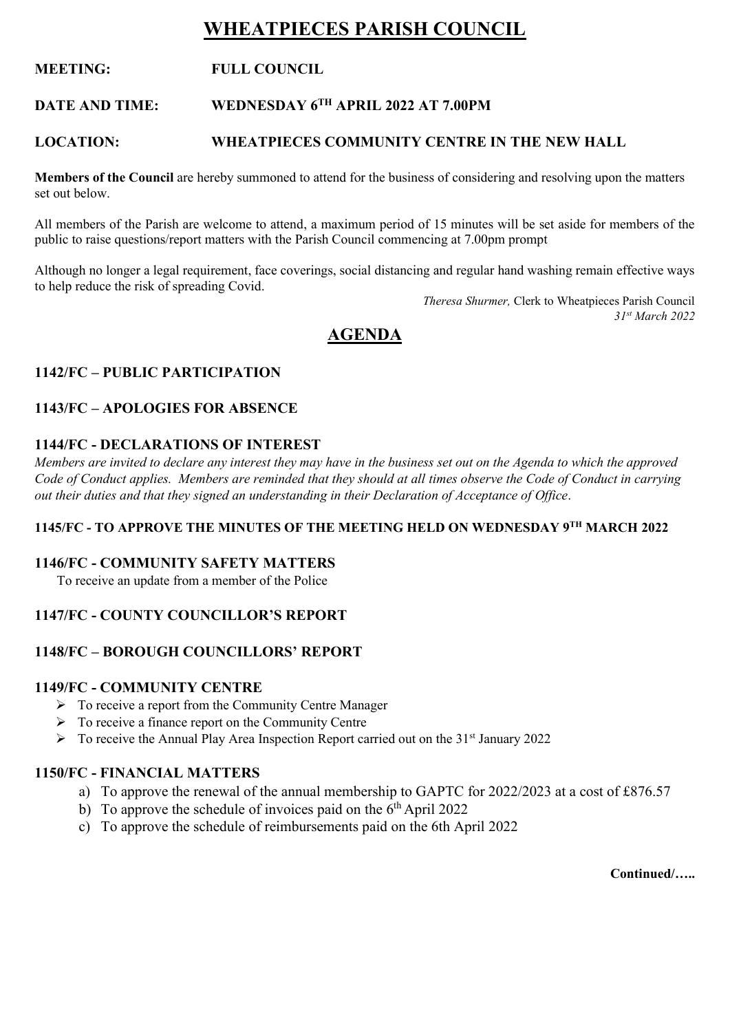# WHEATPIECES PARISH COUNCIL

**MEETING:** **FULL COUNCIL**

**DATE AND TIME:** **WEDNESDAY 6TH APRIL 2022 AT 7.00PM**

**LOCATION:** **WHEATPIECES COMMUNITY CENTRE IN THE NEW HALL**

**Members of the Council** are hereby summoned to attend for the business of considering and resolving upon the matters set out below.

All members of the Parish are welcome to attend, a maximum period of 15 minutes will be set aside for members of the public to raise questions/report matters with the Parish Council commencing at 7.00pm prompt

Although no longer a legal requirement, face coverings, social distancing and regular hand washing remain effective ways to help reduce the risk of spreading Covid.

*Theresa Shurmer,* Clerk to Wheatpieces Parish Council
*31st March 2022*

## AGENDA

### 1142/FC – PUBLIC PARTICIPATION

### 1143/FC – APOLOGIES FOR ABSENCE

### 1144/FC - DECLARATIONS OF INTEREST

*Members are invited to declare any interest they may have in the business set out on the Agenda to which the approved Code of Conduct applies. Members are reminded that they should at all times observe the Code of Conduct in carrying out their duties and that they signed an understanding in their Declaration of Acceptance of Office.*

### 1145/FC - TO APPROVE THE MINUTES OF THE MEETING HELD ON WEDNESDAY 9TH MARCH 2022

### 1146/FC - COMMUNITY SAFETY MATTERS

To receive an update from a member of the Police

### 1147/FC - COUNTY COUNCILLOR'S REPORT

### 1148/FC – BOROUGH COUNCILLORS' REPORT

### 1149/FC - COMMUNITY CENTRE

- To receive a report from the Community Centre Manager
- To receive a finance report on the Community Centre
- To receive the Annual Play Area Inspection Report carried out on the 31st January 2022

### 1150/FC - FINANCIAL MATTERS

a) To approve the renewal of the annual membership to GAPTC for 2022/2023 at a cost of £876.57
b) To approve the schedule of invoices paid on the 6th April 2022
c) To approve the schedule of reimbursements paid on the 6th April 2022

**Continued/…..**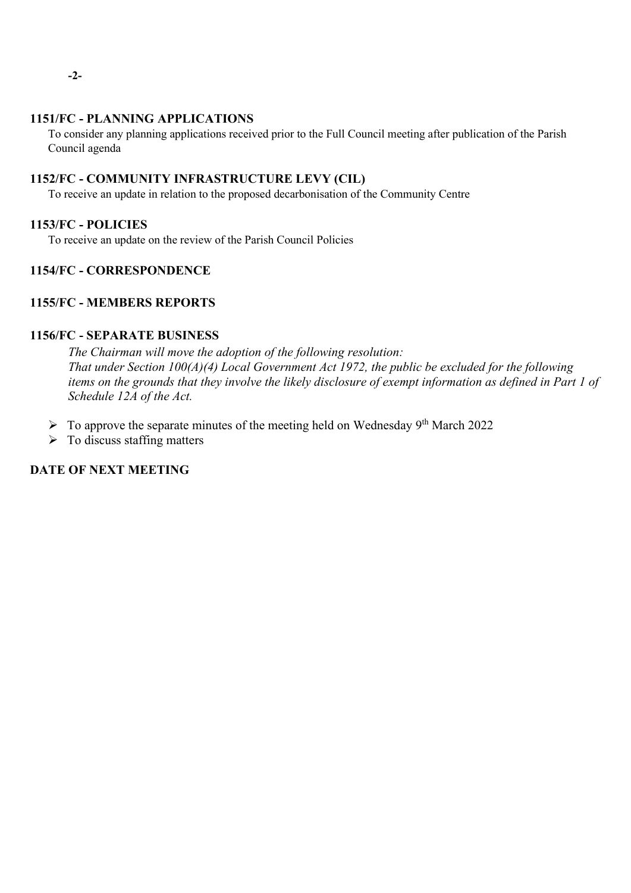## 1151/FC - PLANNING APPLICATIONS

To consider any planning applications received prior to the Full Council meeting after publication of the Parish Council agenda

## 1152/FC - COMMUNITY INFRASTRUCTURE LEVY (CIL)

To receive an update in relation to the proposed decarbonisation of the Community Centre

## 1153/FC - POLICIES

To receive an update on the review of the Parish Council Policies

## 1154/FC - CORRESPONDENCE

## 1155/FC - MEMBERS REPORTS

## 1156/FC - SEPARATE BUSINESS

*The Chairman will move the adoption of the following resolution:*
*That under Section 100(A)(4) Local Government Act 1972, the public be excluded for the following items on the grounds that they involve the likely disclosure of exempt information as defined in Part 1 of Schedule 12A of the Act.*

- To approve the separate minutes of the meeting held on Wednesday 9th March 2022
- To discuss staffing matters

## DATE OF NEXT MEETING